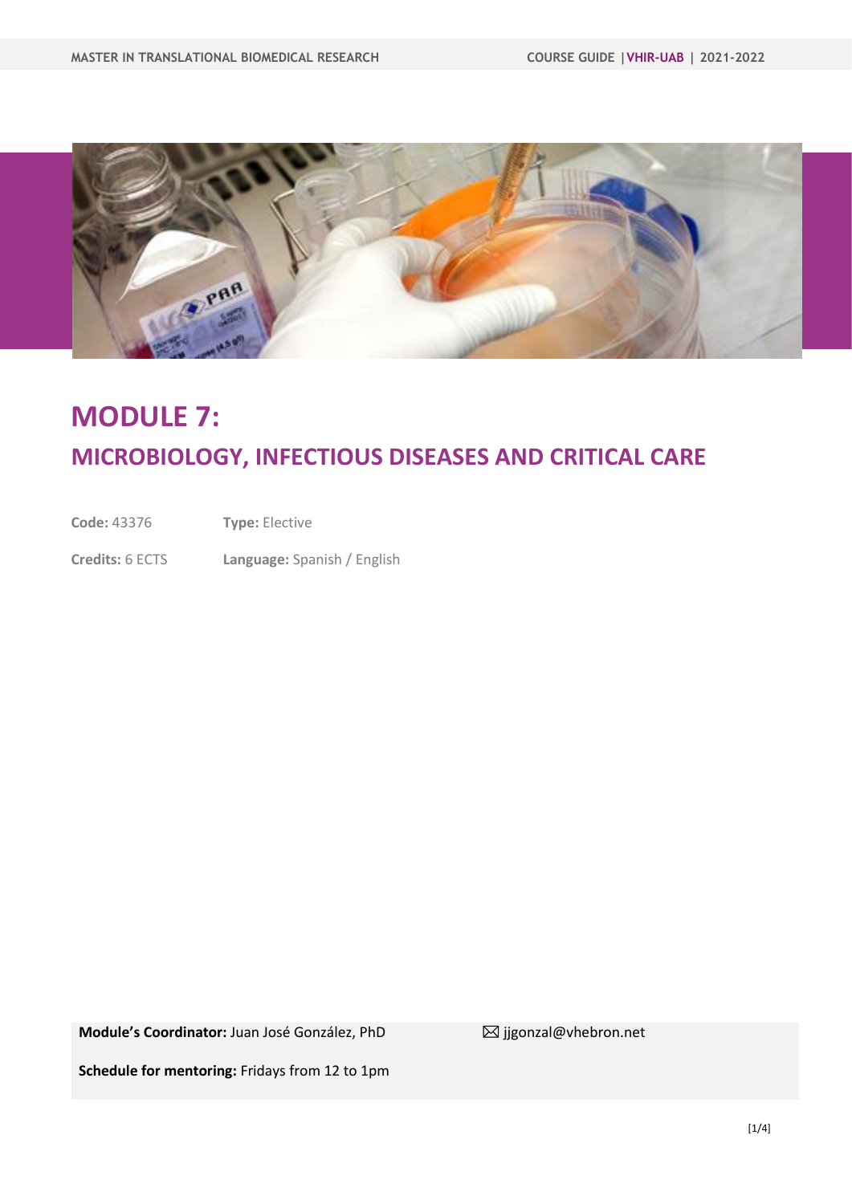# MODULE 7:

## MICROBIOLOGY, INFECTIOUS DISEASES AND CRITICAL CARE

**Code:** 43376 **Type:** Elective

**Credits:** 6 ECTS **Language:** Spanish / English

**Module's Coordinator:** Juan José González, PhD ✉ jjgonzal@vhebron.net

**Schedule for mentoring:** Fridays from 12 to 1pm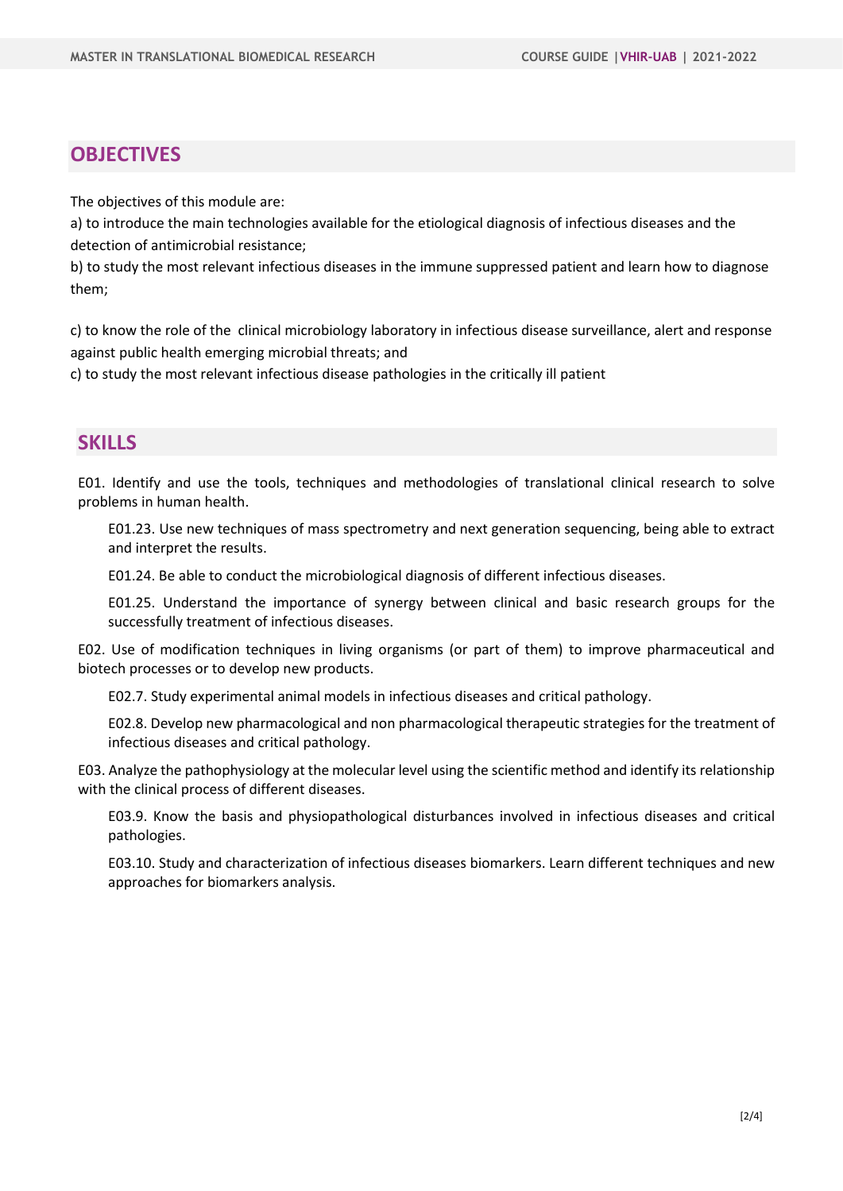## OBJECTIVES

The objectives of this module are:

a) to introduce the main technologies available for the etiological diagnosis of infectious diseases and the detection of antimicrobial resistance;

b) to study the most relevant infectious diseases in the immune suppressed patient and learn how to diagnose them;

c) to know the role of the clinical microbiology laboratory in infectious disease surveillance, alert and response against public health emerging microbial threats; and

c) to study the most relevant infectious disease pathologies in the critically ill patient

## SKILLS

E01. Identify and use the tools, techniques and methodologies of translational clinical research to solve problems in human health.

- E01.23. Use new techniques of mass spectrometry and next generation sequencing, being able to extract and interpret the results.
- E01.24. Be able to conduct the microbiological diagnosis of different infectious diseases.
- E01.25. Understand the importance of synergy between clinical and basic research groups for the successfully treatment of infectious diseases.

E02. Use of modification techniques in living organisms (or part of them) to improve pharmaceutical and biotech processes or to develop new products.

- E02.7. Study experimental animal models in infectious diseases and critical pathology.
- E02.8. Develop new pharmacological and non pharmacological therapeutic strategies for the treatment of infectious diseases and critical pathology.

E03. Analyze the pathophysiology at the molecular level using the scientific method and identify its relationship with the clinical process of different diseases.

- E03.9. Know the basis and physiopathological disturbances involved in infectious diseases and critical pathologies.
- E03.10. Study and characterization of infectious diseases biomarkers. Learn different techniques and new approaches for biomarkers analysis.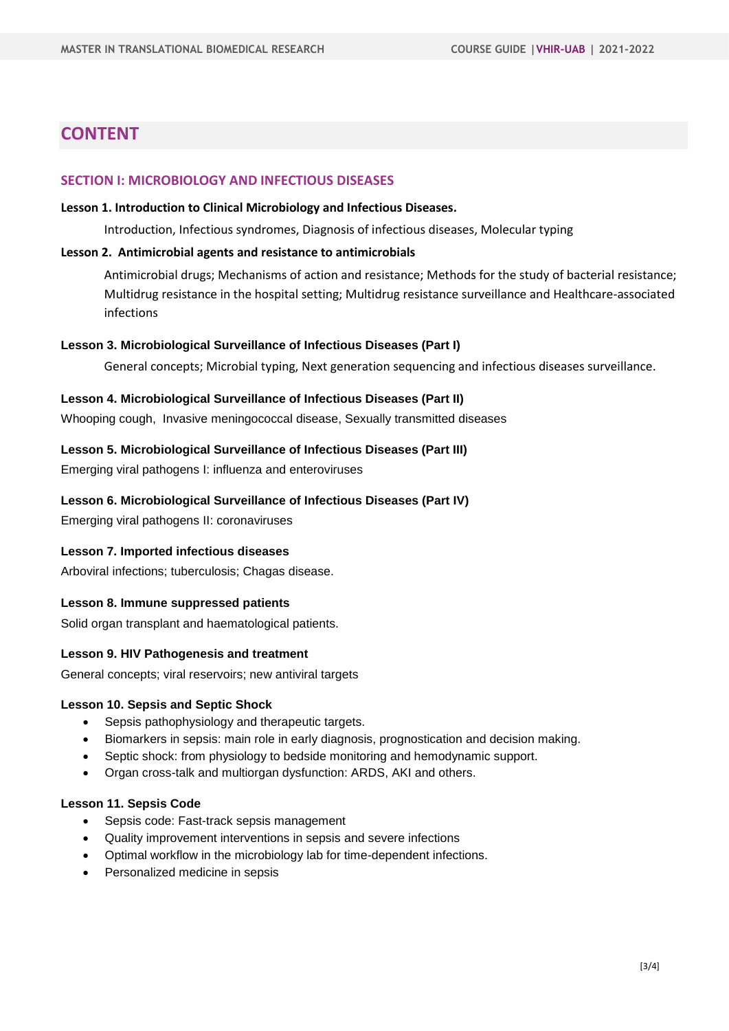# CONTENT

## SECTION I: MICROBIOLOGY AND INFECTIOUS DISEASES

**Lesson 1. Introduction to Clinical Microbiology and Infectious Diseases.**

Introduction, Infectious syndromes, Diagnosis of infectious diseases, Molecular typing

**Lesson 2. Antimicrobial agents and resistance to antimicrobials**

Antimicrobial drugs; Mechanisms of action and resistance; Methods for the study of bacterial resistance; Multidrug resistance in the hospital setting; Multidrug resistance surveillance and Healthcare-associated infections

**Lesson 3. Microbiological Surveillance of Infectious Diseases (Part I)**

General concepts; Microbial typing, Next generation sequencing and infectious diseases surveillance.

**Lesson 4. Microbiological Surveillance of Infectious Diseases (Part II)**

Whooping cough, Invasive meningococcal disease, Sexually transmitted diseases

**Lesson 5. Microbiological Surveillance of Infectious Diseases (Part III)**

Emerging viral pathogens I: influenza and enteroviruses

**Lesson 6. Microbiological Surveillance of Infectious Diseases (Part IV)**

Emerging viral pathogens II: coronaviruses

**Lesson 7. Imported infectious diseases**

Arboviral infections; tuberculosis; Chagas disease.

**Lesson 8. Immune suppressed patients**

Solid organ transplant and haematological patients.

**Lesson 9. HIV Pathogenesis and treatment**

General concepts; viral reservoirs; new antiviral targets

**Lesson 10. Sepsis and Septic Shock**

- Sepsis pathophysiology and therapeutic targets.
- Biomarkers in sepsis: main role in early diagnosis, prognostication and decision making.
- Septic shock: from physiology to bedside monitoring and hemodynamic support.
- Organ cross-talk and multiorgan dysfunction: ARDS, AKI and others.

**Lesson 11. Sepsis Code**

- Sepsis code: Fast-track sepsis management
- Quality improvement interventions in sepsis and severe infections
- Optimal workflow in the microbiology lab for time-dependent infections.
- Personalized medicine in sepsis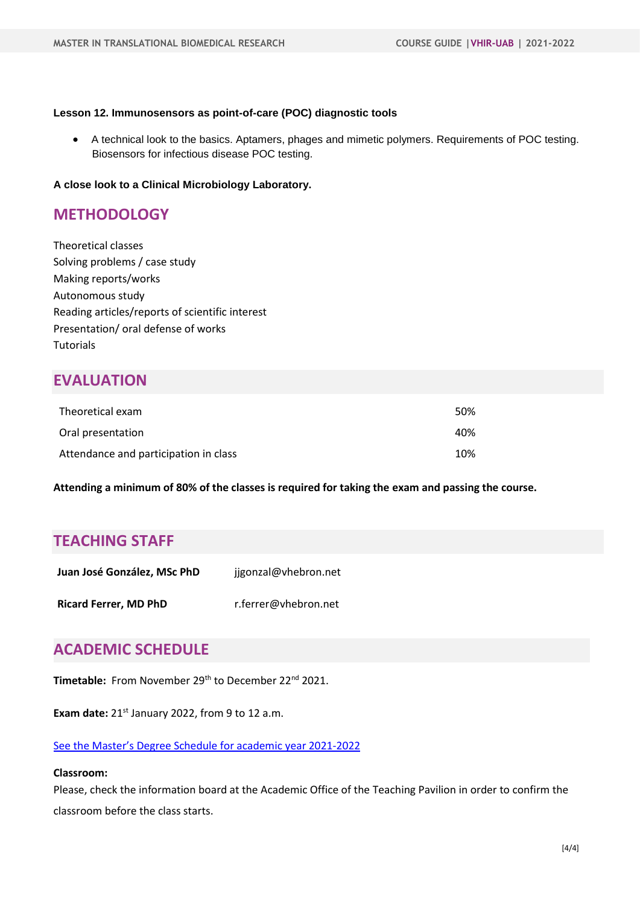**Lesson 12. Immunosensors as point-of-care (POC) diagnostic tools**

- A technical look to the basics. Aptamers, phages and mimetic polymers. Requirements of POC testing. Biosensors for infectious disease POC testing.

**A close look to a Clinical Microbiology Laboratory.**

## METHODOLOGY

Theoretical classes
Solving problems / case study
Making reports/works
Autonomous study
Reading articles/reports of scientific interest
Presentation/ oral defense of works
Tutorials

## EVALUATION

| | |
|---|---|
| Theoretical exam | 50% |
| Oral presentation | 40% |
| Attendance and participation in class | 10% |

**Attending a minimum of 80% of the classes is required for taking the exam and passing the course.**

## TEACHING STAFF

| | |
|---|---|
| **Juan José González, MSc PhD** | jjgonzal@vhebron.net |
| **Ricard Ferrer, MD PhD** | r.ferrer@vhebron.net |

## ACADEMIC SCHEDULE

**Timetable:** From November 29th to December 22nd 2021.

**Exam date:** 21st January 2022, from 9 to 12 a.m.

[See the Master's Degree Schedule for academic year 2021-2022]

**Classroom:**
Please, check the information board at the Academic Office of the Teaching Pavilion in order to confirm the classroom before the class starts.